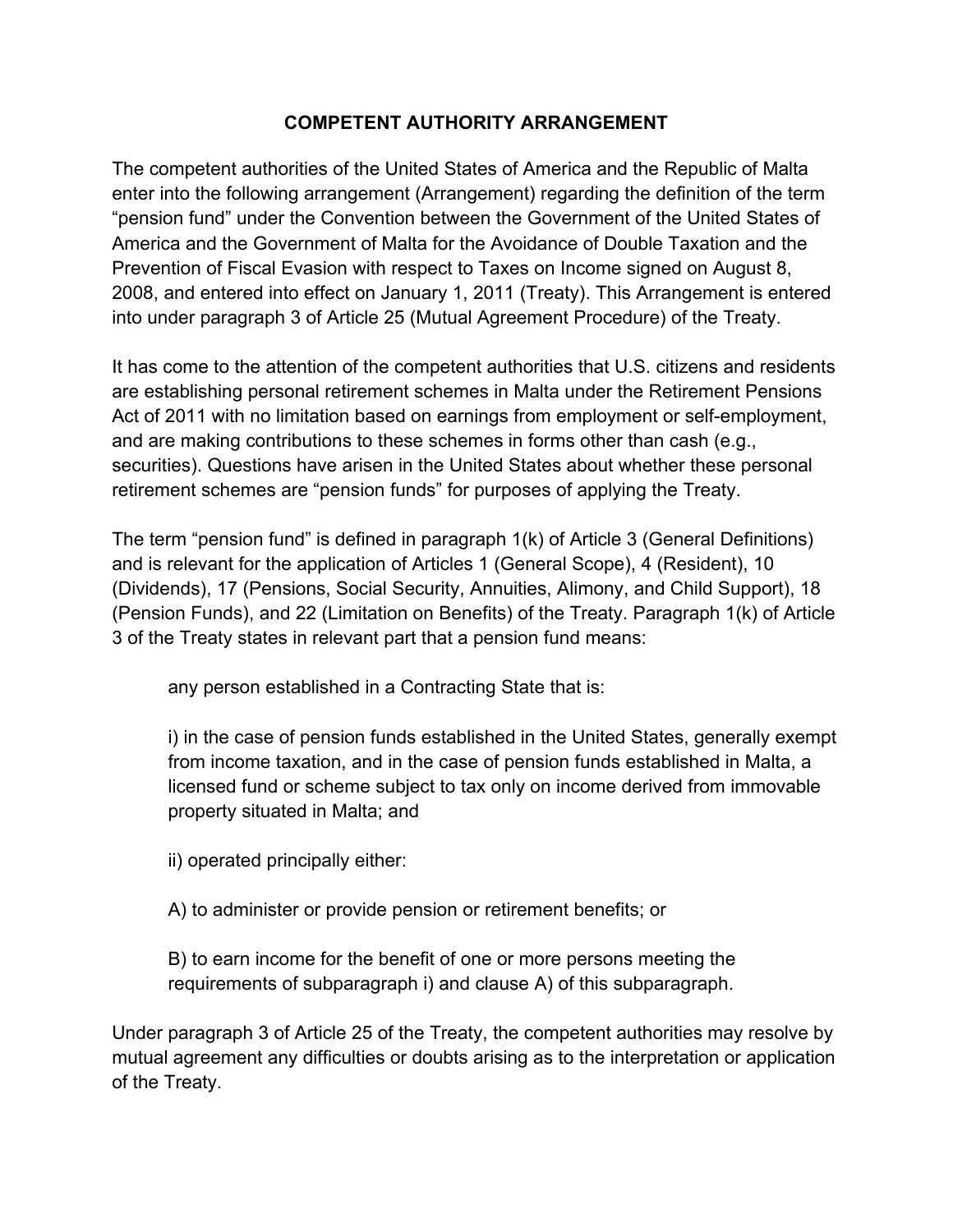# COMPETENT AUTHORITY ARRANGEMENT

The competent authorities of the United States of America and the Republic of Malta enter into the following arrangement (Arrangement) regarding the definition of the term "pension fund" under the Convention between the Government of the United States of America and the Government of Malta for the Avoidance of Double Taxation and the Prevention of Fiscal Evasion with respect to Taxes on Income signed on August 8, 2008, and entered into effect on January 1, 2011 (Treaty). This Arrangement is entered into under paragraph 3 of Article 25 (Mutual Agreement Procedure) of the Treaty.

It has come to the attention of the competent authorities that U.S. citizens and residents are establishing personal retirement schemes in Malta under the Retirement Pensions Act of 2011 with no limitation based on earnings from employment or self-employment, and are making contributions to these schemes in forms other than cash (e.g., securities). Questions have arisen in the United States about whether these personal retirement schemes are "pension funds" for purposes of applying the Treaty.

The term "pension fund" is defined in paragraph 1(k) of Article 3 (General Definitions) and is relevant for the application of Articles 1 (General Scope), 4 (Resident), 10 (Dividends), 17 (Pensions, Social Security, Annuities, Alimony, and Child Support), 18 (Pension Funds), and 22 (Limitation on Benefits) of the Treaty. Paragraph 1(k) of Article 3 of the Treaty states in relevant part that a pension fund means:

> any person established in a Contracting State that is:
>
> i) in the case of pension funds established in the United States, generally exempt from income taxation, and in the case of pension funds established in Malta, a licensed fund or scheme subject to tax only on income derived from immovable property situated in Malta; and
>
> ii) operated principally either:
>
> A) to administer or provide pension or retirement benefits; or
>
> B) to earn income for the benefit of one or more persons meeting the requirements of subparagraph i) and clause A) of this subparagraph.

Under paragraph 3 of Article 25 of the Treaty, the competent authorities may resolve by mutual agreement any difficulties or doubts arising as to the interpretation or application of the Treaty.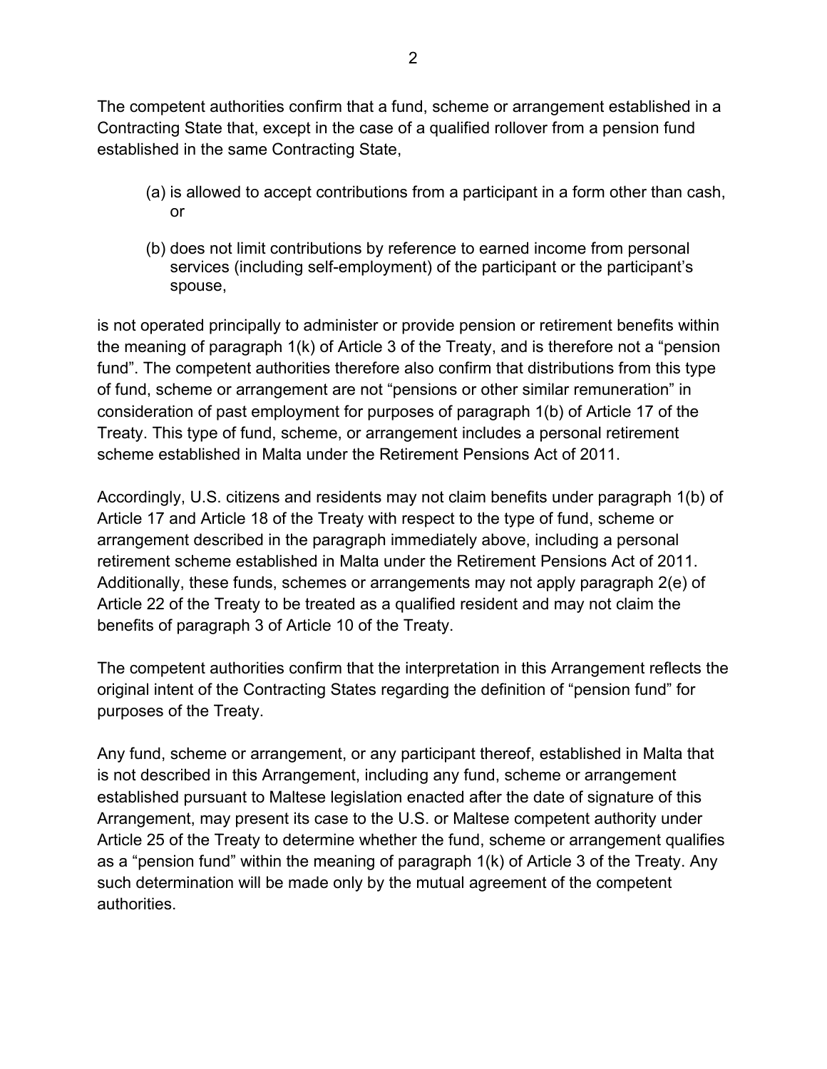The competent authorities confirm that a fund, scheme or arrangement established in a Contracting State that, except in the case of a qualified rollover from a pension fund established in the same Contracting State,

(a) is allowed to accept contributions from a participant in a form other than cash, or

(b) does not limit contributions by reference to earned income from personal services (including self-employment) of the participant or the participant's spouse,

is not operated principally to administer or provide pension or retirement benefits within the meaning of paragraph 1(k) of Article 3 of the Treaty, and is therefore not a "pension fund". The competent authorities therefore also confirm that distributions from this type of fund, scheme or arrangement are not "pensions or other similar remuneration" in consideration of past employment for purposes of paragraph 1(b) of Article 17 of the Treaty. This type of fund, scheme, or arrangement includes a personal retirement scheme established in Malta under the Retirement Pensions Act of 2011.

Accordingly, U.S. citizens and residents may not claim benefits under paragraph 1(b) of Article 17 and Article 18 of the Treaty with respect to the type of fund, scheme or arrangement described in the paragraph immediately above, including a personal retirement scheme established in Malta under the Retirement Pensions Act of 2011. Additionally, these funds, schemes or arrangements may not apply paragraph 2(e) of Article 22 of the Treaty to be treated as a qualified resident and may not claim the benefits of paragraph 3 of Article 10 of the Treaty.

The competent authorities confirm that the interpretation in this Arrangement reflects the original intent of the Contracting States regarding the definition of "pension fund" for purposes of the Treaty.

Any fund, scheme or arrangement, or any participant thereof, established in Malta that is not described in this Arrangement, including any fund, scheme or arrangement established pursuant to Maltese legislation enacted after the date of signature of this Arrangement, may present its case to the U.S. or Maltese competent authority under Article 25 of the Treaty to determine whether the fund, scheme or arrangement qualifies as a "pension fund" within the meaning of paragraph 1(k) of Article 3 of the Treaty. Any such determination will be made only by the mutual agreement of the competent authorities.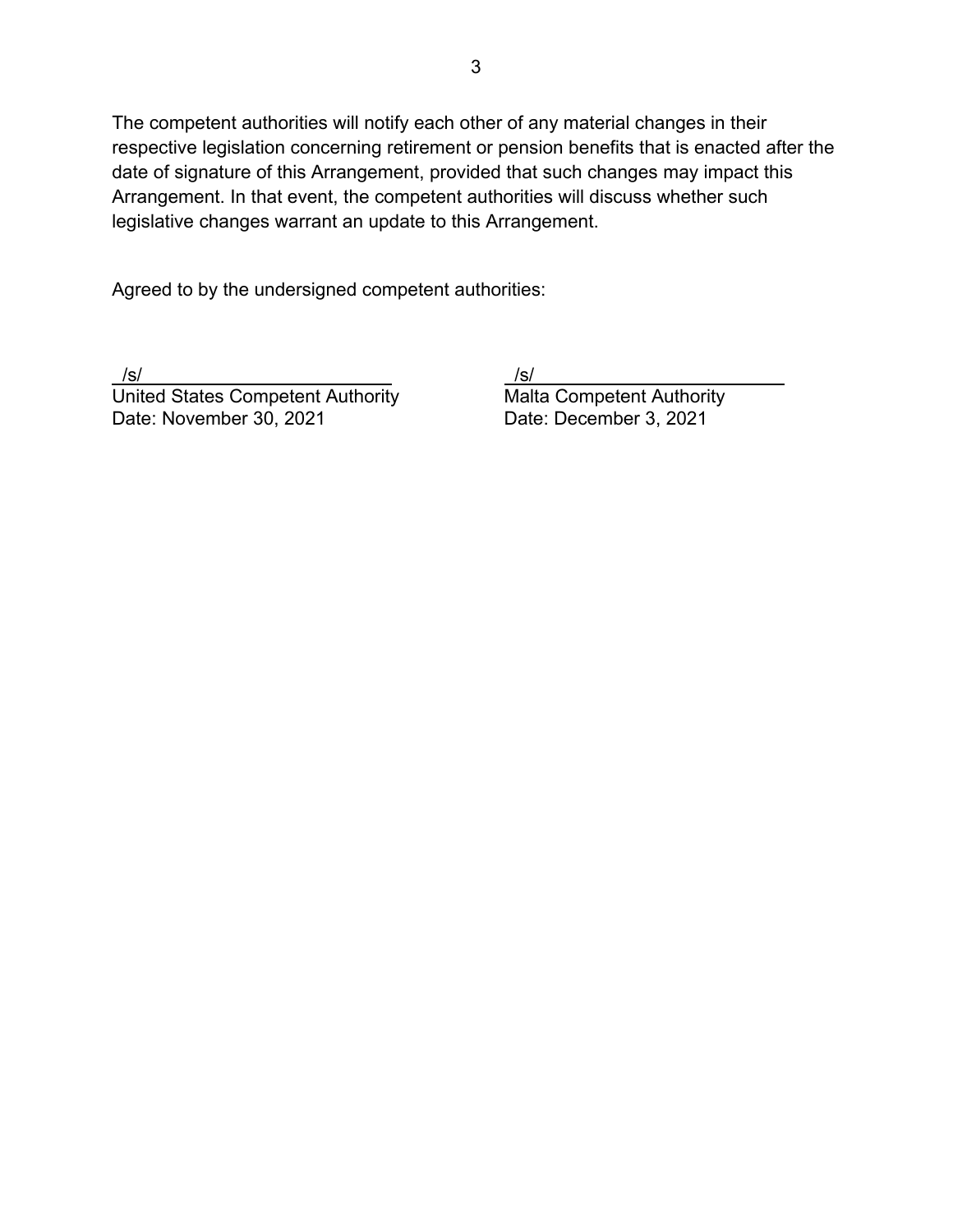The competent authorities will notify each other of any material changes in their respective legislation concerning retirement or pension benefits that is enacted after the date of signature of this Arrangement, provided that such changes may impact this Arrangement. In that event, the competent authorities will discuss whether such legislative changes warrant an update to this Arrangement.

Agreed to by the undersigned competent authorities:

| | |
|---|---|
| /s/ | /s/ |
| United States Competent Authority | Malta Competent Authority |
| Date: November 30, 2021 | Date: December 3, 2021 |